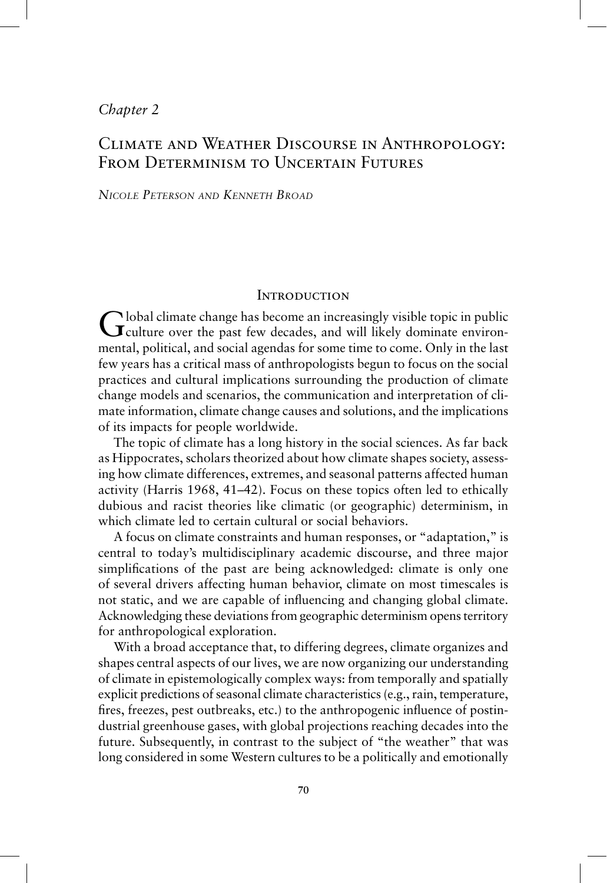*Chapter 2*

# Climate and Weather Discourse in Anthropology: From Determinism to Uncertain Futures

*Nicole Peterson and Kenneth Broad*

## Introduction

Global climate change has become an increasingly visible topic in public culture over the past few decades, and will likely dominate environmental, political, and social agendas for some time to come. Only in the last few years has a critical mass of anthropologists begun to focus on the social practices and cultural implications surrounding the production of climate change models and scenarios, the communication and interpretation of climate information, climate change causes and solutions, and the implications of its impacts for people worldwide.

The topic of climate has a long history in the social sciences. As far back as Hippocrates, scholars theorized about how climate shapes society, assessing how climate differences, extremes, and seasonal patterns affected human activity (Harris 1968, 41–42). Focus on these topics often led to ethically dubious and racist theories like climatic (or geographic) determinism, in which climate led to certain cultural or social behaviors.

A focus on climate constraints and human responses, or "adaptation," is central to today's multidisciplinary academic discourse, and three major simplifications of the past are being acknowledged: climate is only one of several drivers affecting human behavior, climate on most timescales is not static, and we are capable of influencing and changing global climate. Acknowledging these deviations from geographic determinism opens territory for anthropological exploration.

With a broad acceptance that, to differing degrees, climate organizes and shapes central aspects of our lives, we are now organizing our understanding of climate in epistemologically complex ways: from temporally and spatially explicit predictions of seasonal climate characteristics (e.g., rain, temperature, fires, freezes, pest outbreaks, etc.) to the anthropogenic influence of postindustrial greenhouse gases, with global projections reaching decades into the future. Subsequently, in contrast to the subject of "the weather" that was long considered in some Western cultures to be a politically and emotionally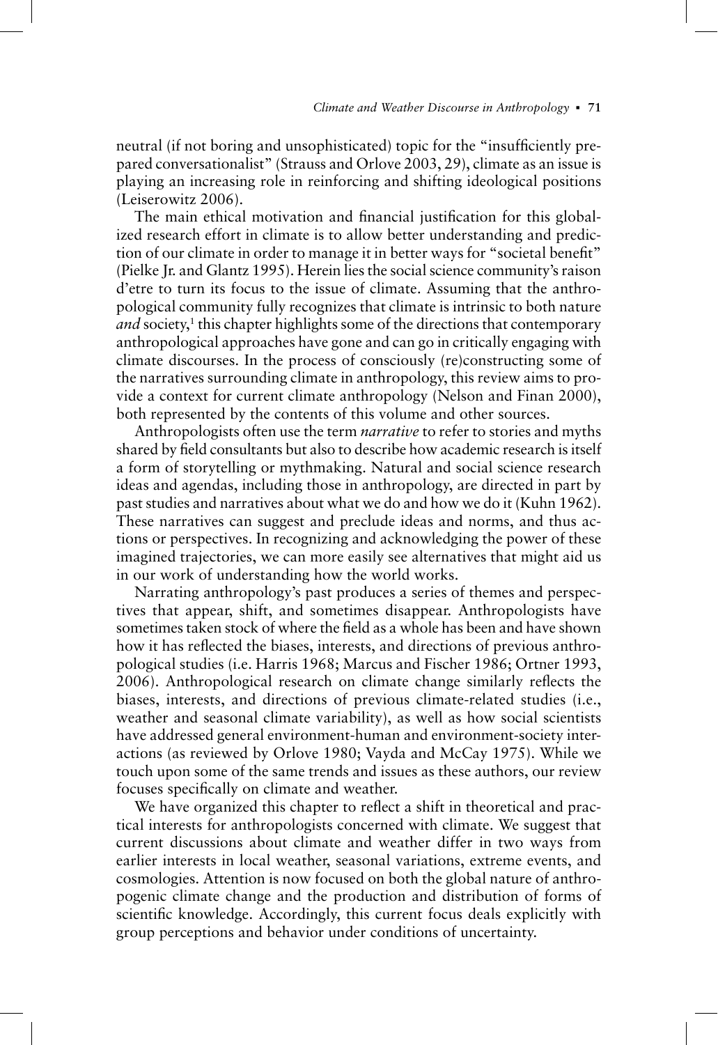neutral (if not boring and unsophisticated) topic for the "insufficiently prepared conversationalist" (Strauss and Orlove 2003, 29), climate as an issue is playing an increasing role in reinforcing and shifting ideological positions (Leiserowitz 2006).

The main ethical motivation and financial justification for this globalized research effort in climate is to allow better understanding and prediction of our climate in order to manage it in better ways for "societal benefit" (Pielke Jr. and Glantz 1995). Herein lies the social science community's raison d'etre to turn its focus to the issue of climate. Assuming that the anthropological community fully recognizes that climate is intrinsic to both nature *and* society,[1] this chapter highlights some of the directions that contemporary anthropological approaches have gone and can go in critically engaging with climate discourses. In the process of consciously (re)constructing some of the narratives surrounding climate in anthropology, this review aims to provide a context for current climate anthropology (Nelson and Finan 2000), both represented by the contents of this volume and other sources.

Anthropologists often use the term *narrative* to refer to stories and myths shared by field consultants but also to describe how academic research is itself a form of storytelling or mythmaking. Natural and social science research ideas and agendas, including those in anthropology, are directed in part by past studies and narratives about what we do and how we do it (Kuhn 1962). These narratives can suggest and preclude ideas and norms, and thus actions or perspectives. In recognizing and acknowledging the power of these imagined trajectories, we can more easily see alternatives that might aid us in our work of understanding how the world works.

Narrating anthropology's past produces a series of themes and perspectives that appear, shift, and sometimes disappear. Anthropologists have sometimes taken stock of where the field as a whole has been and have shown how it has reflected the biases, interests, and directions of previous anthropological studies (i.e. Harris 1968; Marcus and Fischer 1986; Ortner 1993, 2006). Anthropological research on climate change similarly reflects the biases, interests, and directions of previous climate-related studies (i.e., weather and seasonal climate variability), as well as how social scientists have addressed general environment-human and environment-society interactions (as reviewed by Orlove 1980; Vayda and McCay 1975). While we touch upon some of the same trends and issues as these authors, our review focuses specifically on climate and weather.

We have organized this chapter to reflect a shift in theoretical and practical interests for anthropologists concerned with climate. We suggest that current discussions about climate and weather differ in two ways from earlier interests in local weather, seasonal variations, extreme events, and cosmologies. Attention is now focused on both the global nature of anthropogenic climate change and the production and distribution of forms of scientific knowledge. Accordingly, this current focus deals explicitly with group perceptions and behavior under conditions of uncertainty.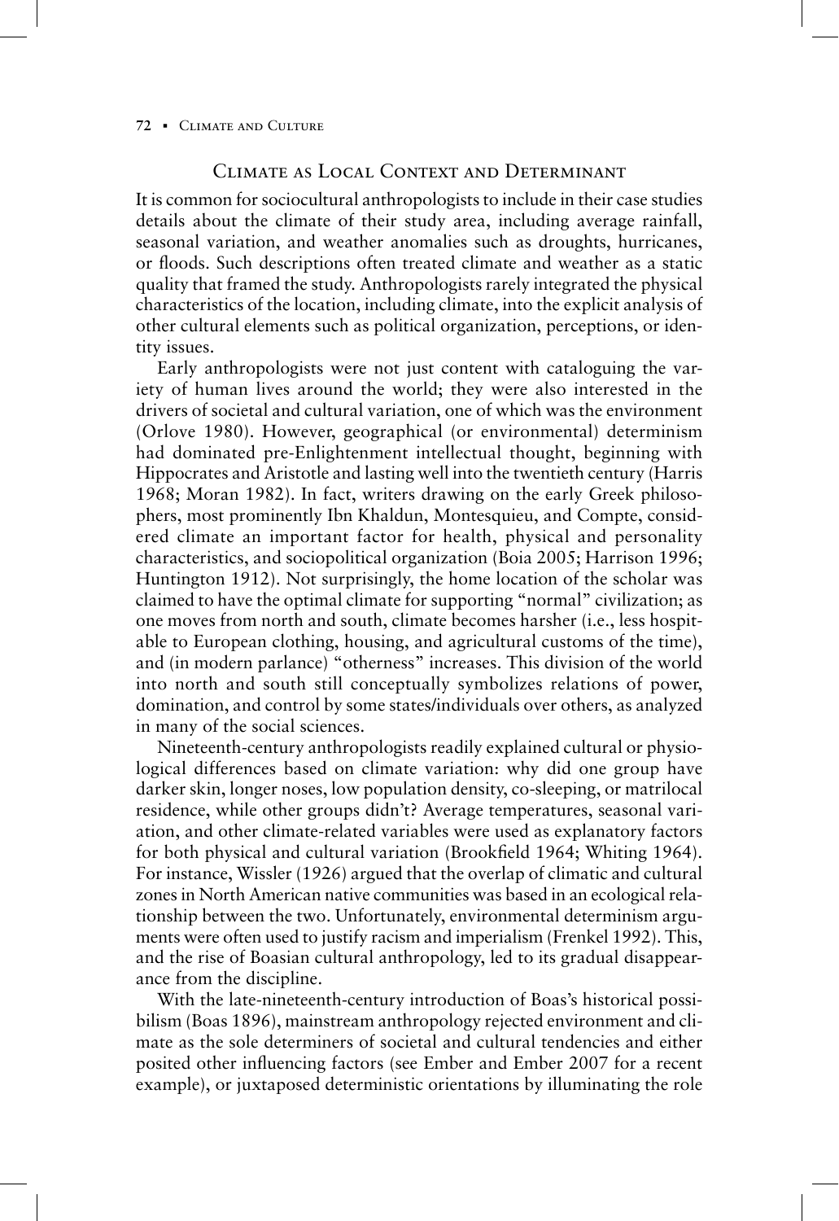## Climate as Local Context and Determinant

It is common for sociocultural anthropologists to include in their case studies details about the climate of their study area, including average rainfall, seasonal variation, and weather anomalies such as droughts, hurricanes, or floods. Such descriptions often treated climate and weather as a static quality that framed the study. Anthropologists rarely integrated the physical characteristics of the location, including climate, into the explicit analysis of other cultural elements such as political organization, perceptions, or identity issues.

Early anthropologists were not just content with cataloguing the variety of human lives around the world; they were also interested in the drivers of societal and cultural variation, one of which was the environment (Orlove 1980). However, geographical (or environmental) determinism had dominated pre-Enlightenment intellectual thought, beginning with Hippocrates and Aristotle and lasting well into the twentieth century (Harris 1968; Moran 1982). In fact, writers drawing on the early Greek philosophers, most prominently Ibn Khaldun, Montesquieu, and Compte, considered climate an important factor for health, physical and personality characteristics, and sociopolitical organization (Boia 2005; Harrison 1996; Huntington 1912). Not surprisingly, the home location of the scholar was claimed to have the optimal climate for supporting "normal" civilization; as one moves from north and south, climate becomes harsher (i.e., less hospitable to European clothing, housing, and agricultural customs of the time), and (in modern parlance) "otherness" increases. This division of the world into north and south still conceptually symbolizes relations of power, domination, and control by some states/individuals over others, as analyzed in many of the social sciences.

Nineteenth-century anthropologists readily explained cultural or physiological differences based on climate variation: why did one group have darker skin, longer noses, low population density, co-sleeping, or matrilocal residence, while other groups didn't? Average temperatures, seasonal variation, and other climate-related variables were used as explanatory factors for both physical and cultural variation (Brookfield 1964; Whiting 1964). For instance, Wissler (1926) argued that the overlap of climatic and cultural zones in North American native communities was based in an ecological relationship between the two. Unfortunately, environmental determinism arguments were often used to justify racism and imperialism (Frenkel 1992). This, and the rise of Boasian cultural anthropology, led to its gradual disappearance from the discipline.

With the late-nineteenth-century introduction of Boas's historical possibilism (Boas 1896), mainstream anthropology rejected environment and climate as the sole determiners of societal and cultural tendencies and either posited other influencing factors (see Ember and Ember 2007 for a recent example), or juxtaposed deterministic orientations by illuminating the role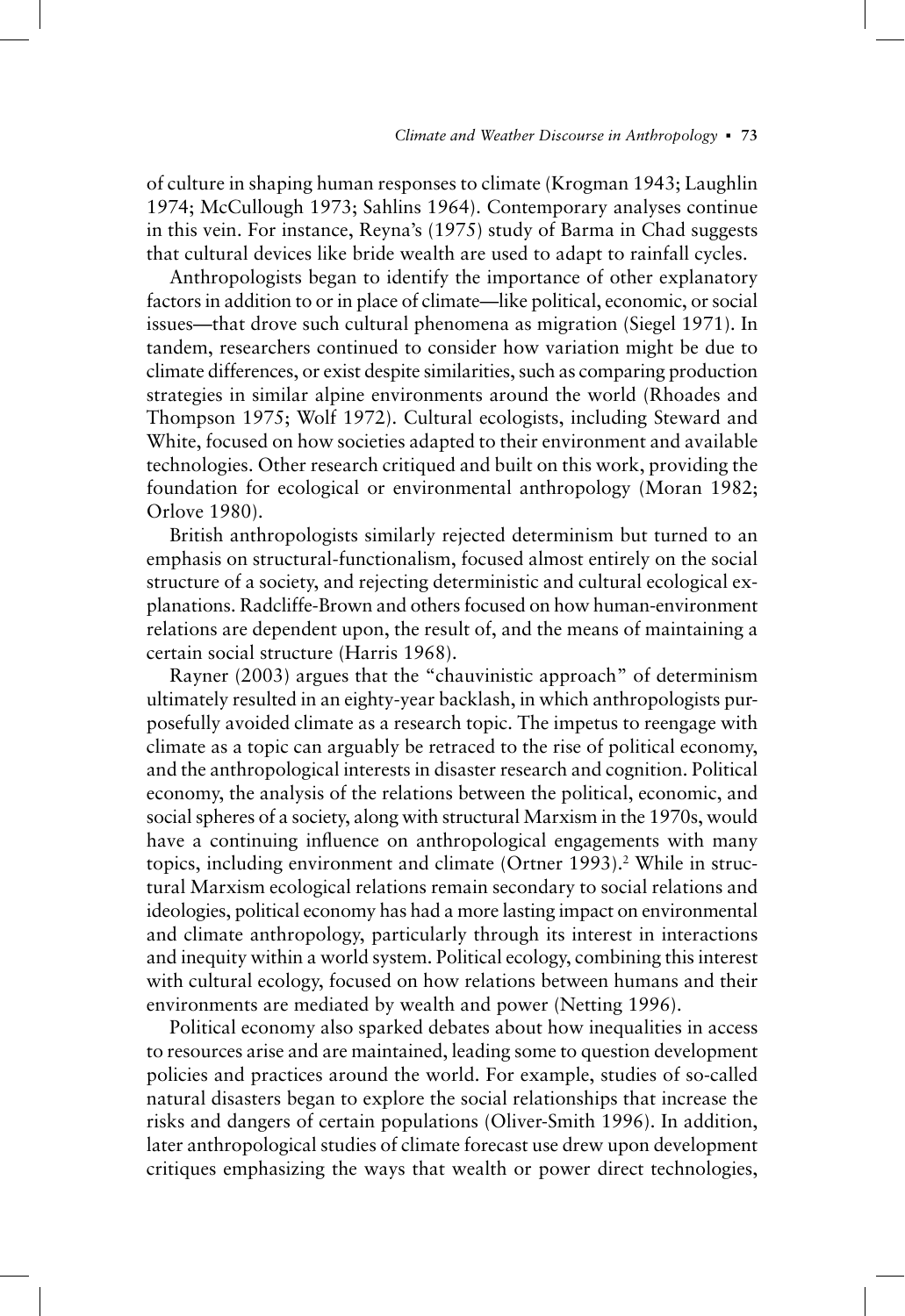of culture in shaping human responses to climate (Krogman 1943; Laughlin 1974; McCullough 1973; Sahlins 1964). Contemporary analyses continue in this vein. For instance, Reyna's (1975) study of Barma in Chad suggests that cultural devices like bride wealth are used to adapt to rainfall cycles.

Anthropologists began to identify the importance of other explanatory factors in addition to or in place of climate—like political, economic, or social issues—that drove such cultural phenomena as migration (Siegel 1971). In tandem, researchers continued to consider how variation might be due to climate differences, or exist despite similarities, such as comparing production strategies in similar alpine environments around the world (Rhoades and Thompson 1975; Wolf 1972). Cultural ecologists, including Steward and White, focused on how societies adapted to their environment and available technologies. Other research critiqued and built on this work, providing the foundation for ecological or environmental anthropology (Moran 1982; Orlove 1980).

British anthropologists similarly rejected determinism but turned to an emphasis on structural-functionalism, focused almost entirely on the social structure of a society, and rejecting deterministic and cultural ecological explanations. Radcliffe-Brown and others focused on how human-environment relations are dependent upon, the result of, and the means of maintaining a certain social structure (Harris 1968).

Rayner (2003) argues that the "chauvinistic approach" of determinism ultimately resulted in an eighty-year backlash, in which anthropologists purposefully avoided climate as a research topic. The impetus to reengage with climate as a topic can arguably be retraced to the rise of political economy, and the anthropological interests in disaster research and cognition. Political economy, the analysis of the relations between the political, economic, and social spheres of a society, along with structural Marxism in the 1970s, would have a continuing influence on anthropological engagements with many topics, including environment and climate (Ortner 1993).[2] While in structural Marxism ecological relations remain secondary to social relations and ideologies, political economy has had a more lasting impact on environmental and climate anthropology, particularly through its interest in interactions and inequity within a world system. Political ecology, combining this interest with cultural ecology, focused on how relations between humans and their environments are mediated by wealth and power (Netting 1996).

Political economy also sparked debates about how inequalities in access to resources arise and are maintained, leading some to question development policies and practices around the world. For example, studies of so-called natural disasters began to explore the social relationships that increase the risks and dangers of certain populations (Oliver-Smith 1996). In addition, later anthropological studies of climate forecast use drew upon development critiques emphasizing the ways that wealth or power direct technologies,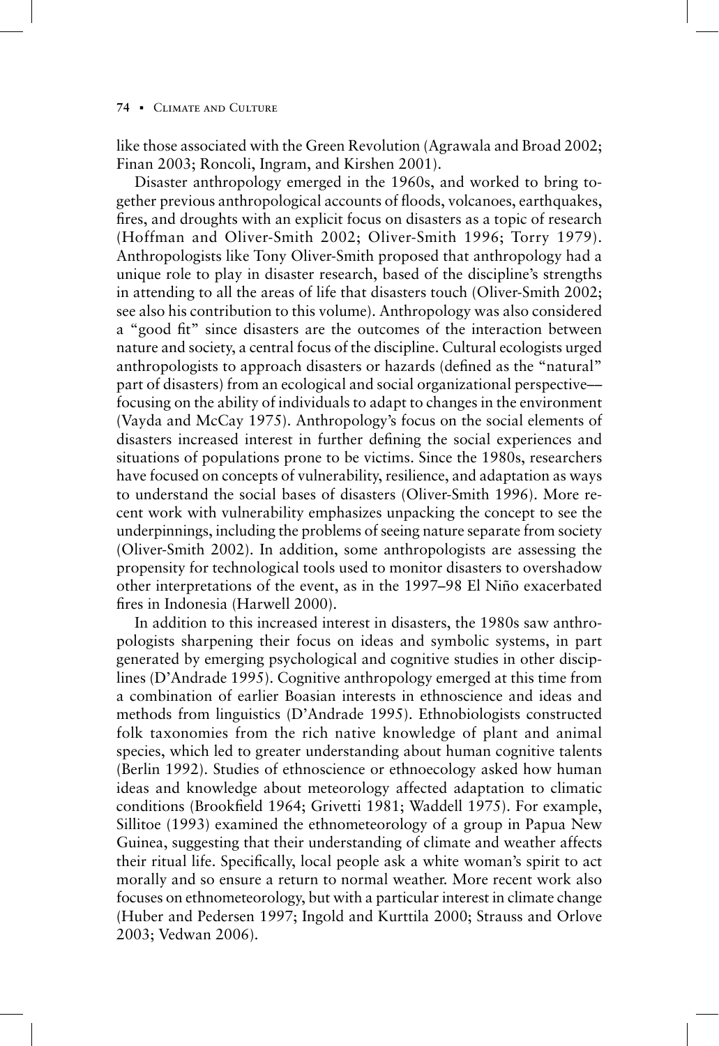like those associated with the Green Revolution (Agrawala and Broad 2002; Finan 2003; Roncoli, Ingram, and Kirshen 2001).

Disaster anthropology emerged in the 1960s, and worked to bring together previous anthropological accounts of floods, volcanoes, earthquakes, fires, and droughts with an explicit focus on disasters as a topic of research (Hoffman and Oliver-Smith 2002; Oliver-Smith 1996; Torry 1979). Anthropologists like Tony Oliver-Smith proposed that anthropology had a unique role to play in disaster research, based of the discipline's strengths in attending to all the areas of life that disasters touch (Oliver-Smith 2002; see also his contribution to this volume). Anthropology was also considered a "good fit" since disasters are the outcomes of the interaction between nature and society, a central focus of the discipline. Cultural ecologists urged anthropologists to approach disasters or hazards (defined as the "natural" part of disasters) from an ecological and social organizational perspective—focusing on the ability of individuals to adapt to changes in the environment (Vayda and McCay 1975). Anthropology's focus on the social elements of disasters increased interest in further defining the social experiences and situations of populations prone to be victims. Since the 1980s, researchers have focused on concepts of vulnerability, resilience, and adaptation as ways to understand the social bases of disasters (Oliver-Smith 1996). More recent work with vulnerability emphasizes unpacking the concept to see the underpinnings, including the problems of seeing nature separate from society (Oliver-Smith 2002). In addition, some anthropologists are assessing the propensity for technological tools used to monitor disasters to overshadow other interpretations of the event, as in the 1997–98 El Niño exacerbated fires in Indonesia (Harwell 2000).

In addition to this increased interest in disasters, the 1980s saw anthropologists sharpening their focus on ideas and symbolic systems, in part generated by emerging psychological and cognitive studies in other disciplines (D'Andrade 1995). Cognitive anthropology emerged at this time from a combination of earlier Boasian interests in ethnoscience and ideas and methods from linguistics (D'Andrade 1995). Ethnobiologists constructed folk taxonomies from the rich native knowledge of plant and animal species, which led to greater understanding about human cognitive talents (Berlin 1992). Studies of ethnoscience or ethnoecology asked how human ideas and knowledge about meteorology affected adaptation to climatic conditions (Brookfield 1964; Grivetti 1981; Waddell 1975). For example, Sillitoe (1993) examined the ethnometeorology of a group in Papua New Guinea, suggesting that their understanding of climate and weather affects their ritual life. Specifically, local people ask a white woman's spirit to act morally and so ensure a return to normal weather. More recent work also focuses on ethnometeorology, but with a particular interest in climate change (Huber and Pedersen 1997; Ingold and Kurttila 2000; Strauss and Orlove 2003; Vedwan 2006).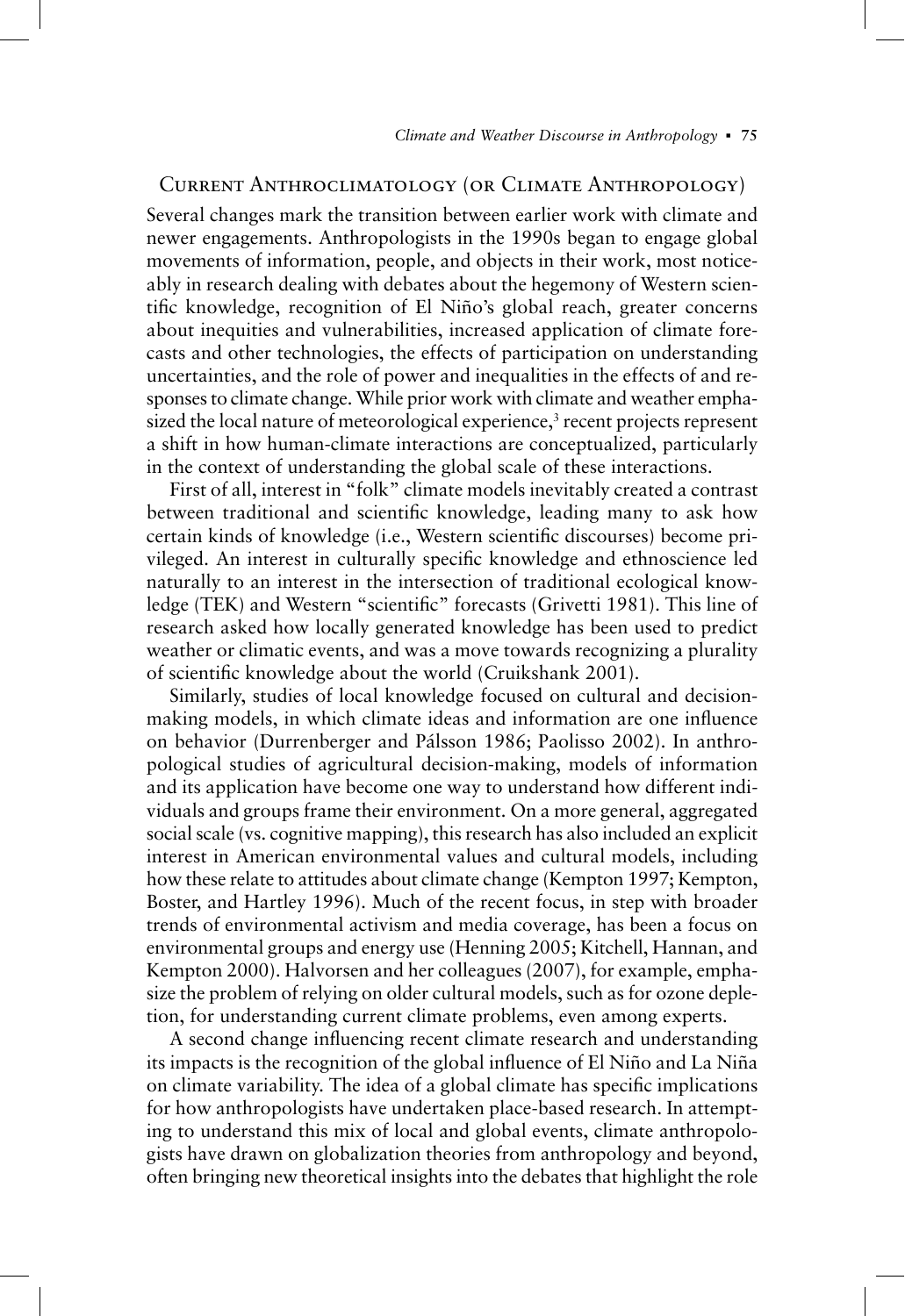## Current Anthroclimatology (or Climate Anthropology)

Several changes mark the transition between earlier work with climate and newer engagements. Anthropologists in the 1990s began to engage global movements of information, people, and objects in their work, most noticeably in research dealing with debates about the hegemony of Western scientific knowledge, recognition of El Niño's global reach, greater concerns about inequities and vulnerabilities, increased application of climate forecasts and other technologies, the effects of participation on understanding uncertainties, and the role of power and inequalities in the effects of and responses to climate change. While prior work with climate and weather emphasized the local nature of meteorological experience,[3] recent projects represent a shift in how human-climate interactions are conceptualized, particularly in the context of understanding the global scale of these interactions.

First of all, interest in "folk" climate models inevitably created a contrast between traditional and scientific knowledge, leading many to ask how certain kinds of knowledge (i.e., Western scientific discourses) become privileged. An interest in culturally specific knowledge and ethnoscience led naturally to an interest in the intersection of traditional ecological knowledge (TEK) and Western "scientific" forecasts (Grivetti 1981). This line of research asked how locally generated knowledge has been used to predict weather or climatic events, and was a move towards recognizing a plurality of scientific knowledge about the world (Cruikshank 2001).

Similarly, studies of local knowledge focused on cultural and decision-making models, in which climate ideas and information are one influence on behavior (Durrenberger and Pálsson 1986; Paolisso 2002). In anthropological studies of agricultural decision-making, models of information and its application have become one way to understand how different individuals and groups frame their environment. On a more general, aggregated social scale (vs. cognitive mapping), this research has also included an explicit interest in American environmental values and cultural models, including how these relate to attitudes about climate change (Kempton 1997; Kempton, Boster, and Hartley 1996). Much of the recent focus, in step with broader trends of environmental activism and media coverage, has been a focus on environmental groups and energy use (Henning 2005; Kitchell, Hannan, and Kempton 2000). Halvorsen and her colleagues (2007), for example, emphasize the problem of relying on older cultural models, such as for ozone depletion, for understanding current climate problems, even among experts.

A second change influencing recent climate research and understanding its impacts is the recognition of the global influence of El Niño and La Niña on climate variability. The idea of a global climate has specific implications for how anthropologists have undertaken place-based research. In attempting to understand this mix of local and global events, climate anthropologists have drawn on globalization theories from anthropology and beyond, often bringing new theoretical insights into the debates that highlight the role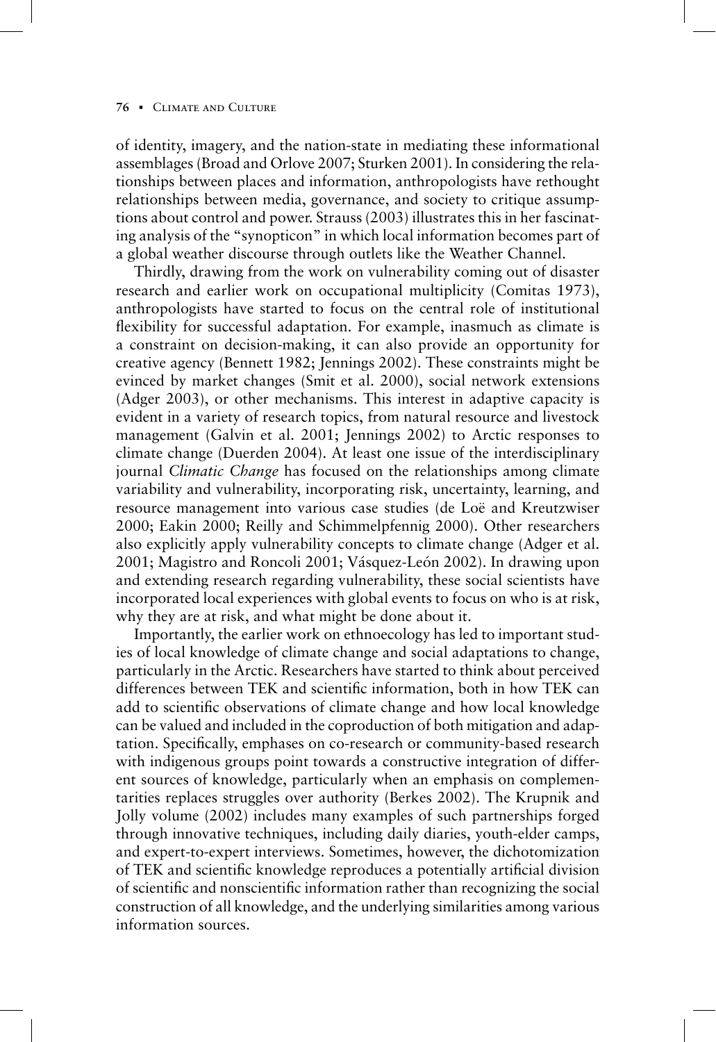of identity, imagery, and the nation-state in mediating these informational assemblages (Broad and Orlove 2007; Sturken 2001). In considering the relationships between places and information, anthropologists have rethought relationships between media, governance, and society to critique assumptions about control and power. Strauss (2003) illustrates this in her fascinating analysis of the "synopticon" in which local information becomes part of a global weather discourse through outlets like the Weather Channel.

Thirdly, drawing from the work on vulnerability coming out of disaster research and earlier work on occupational multiplicity (Comitas 1973), anthropologists have started to focus on the central role of institutional flexibility for successful adaptation. For example, inasmuch as climate is a constraint on decision-making, it can also provide an opportunity for creative agency (Bennett 1982; Jennings 2002). These constraints might be evinced by market changes (Smit et al. 2000), social network extensions (Adger 2003), or other mechanisms. This interest in adaptive capacity is evident in a variety of research topics, from natural resource and livestock management (Galvin et al. 2001; Jennings 2002) to Arctic responses to climate change (Duerden 2004). At least one issue of the interdisciplinary journal *Climatic Change* has focused on the relationships among climate variability and vulnerability, incorporating risk, uncertainty, learning, and resource management into various case studies (de Loë and Kreutzwiser 2000; Eakin 2000; Reilly and Schimmelpfennig 2000). Other researchers also explicitly apply vulnerability concepts to climate change (Adger et al. 2001; Magistro and Roncoli 2001; Vásquez-León 2002). In drawing upon and extending research regarding vulnerability, these social scientists have incorporated local experiences with global events to focus on who is at risk, why they are at risk, and what might be done about it.

Importantly, the earlier work on ethnoecology has led to important studies of local knowledge of climate change and social adaptations to change, particularly in the Arctic. Researchers have started to think about perceived differences between TEK and scientific information, both in how TEK can add to scientific observations of climate change and how local knowledge can be valued and included in the coproduction of both mitigation and adaptation. Specifically, emphases on co-research or community-based research with indigenous groups point towards a constructive integration of different sources of knowledge, particularly when an emphasis on complementarities replaces struggles over authority (Berkes 2002). The Krupnik and Jolly volume (2002) includes many examples of such partnerships forged through innovative techniques, including daily diaries, youth-elder camps, and expert-to-expert interviews. Sometimes, however, the dichotomization of TEK and scientific knowledge reproduces a potentially artificial division of scientific and nonscientific information rather than recognizing the social construction of all knowledge, and the underlying similarities among various information sources.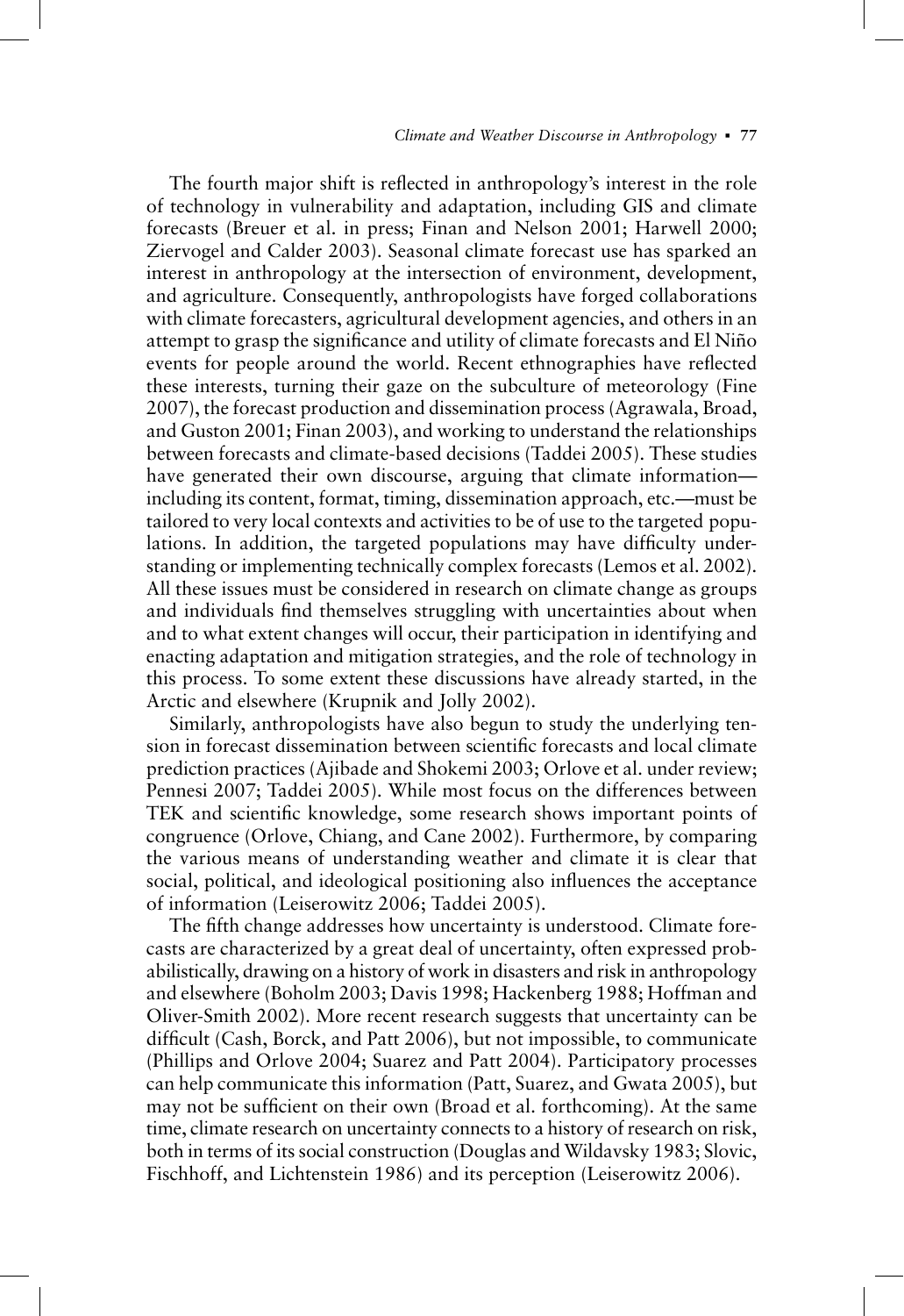The fourth major shift is reflected in anthropology's interest in the role of technology in vulnerability and adaptation, including GIS and climate forecasts (Breuer et al. in press; Finan and Nelson 2001; Harwell 2000; Ziervogel and Calder 2003). Seasonal climate forecast use has sparked an interest in anthropology at the intersection of environment, development, and agriculture. Consequently, anthropologists have forged collaborations with climate forecasters, agricultural development agencies, and others in an attempt to grasp the significance and utility of climate forecasts and El Niño events for people around the world. Recent ethnographies have reflected these interests, turning their gaze on the subculture of meteorology (Fine 2007), the forecast production and dissemination process (Agrawala, Broad, and Guston 2001; Finan 2003), and working to understand the relationships between forecasts and climate-based decisions (Taddei 2005). These studies have generated their own discourse, arguing that climate information—including its content, format, timing, dissemination approach, etc.—must be tailored to very local contexts and activities to be of use to the targeted populations. In addition, the targeted populations may have difficulty understanding or implementing technically complex forecasts (Lemos et al. 2002). All these issues must be considered in research on climate change as groups and individuals find themselves struggling with uncertainties about when and to what extent changes will occur, their participation in identifying and enacting adaptation and mitigation strategies, and the role of technology in this process. To some extent these discussions have already started, in the Arctic and elsewhere (Krupnik and Jolly 2002).

Similarly, anthropologists have also begun to study the underlying tension in forecast dissemination between scientific forecasts and local climate prediction practices (Ajibade and Shokemi 2003; Orlove et al. under review; Pennesi 2007; Taddei 2005). While most focus on the differences between TEK and scientific knowledge, some research shows important points of congruence (Orlove, Chiang, and Cane 2002). Furthermore, by comparing the various means of understanding weather and climate it is clear that social, political, and ideological positioning also influences the acceptance of information (Leiserowitz 2006; Taddei 2005).

The fifth change addresses how uncertainty is understood. Climate forecasts are characterized by a great deal of uncertainty, often expressed probabilistically, drawing on a history of work in disasters and risk in anthropology and elsewhere (Boholm 2003; Davis 1998; Hackenberg 1988; Hoffman and Oliver-Smith 2002). More recent research suggests that uncertainty can be difficult (Cash, Borck, and Patt 2006), but not impossible, to communicate (Phillips and Orlove 2004; Suarez and Patt 2004). Participatory processes can help communicate this information (Patt, Suarez, and Gwata 2005), but may not be sufficient on their own (Broad et al. forthcoming). At the same time, climate research on uncertainty connects to a history of research on risk, both in terms of its social construction (Douglas and Wildavsky 1983; Slovic, Fischhoff, and Lichtenstein 1986) and its perception (Leiserowitz 2006).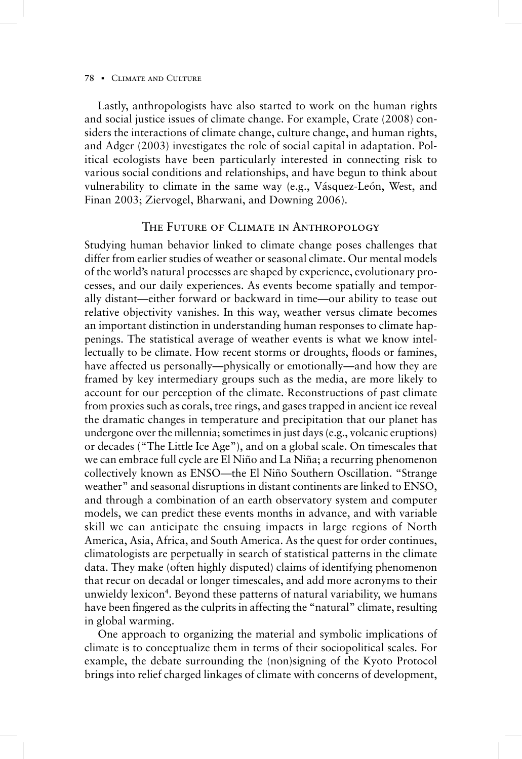Lastly, anthropologists have also started to work on the human rights and social justice issues of climate change. For example, Crate (2008) considers the interactions of climate change, culture change, and human rights, and Adger (2003) investigates the role of social capital in adaptation. Political ecologists have been particularly interested in connecting risk to various social conditions and relationships, and have begun to think about vulnerability to climate in the same way (e.g., Vásquez-León, West, and Finan 2003; Ziervogel, Bharwani, and Downing 2006).

## The Future of Climate in Anthropology

Studying human behavior linked to climate change poses challenges that differ from earlier studies of weather or seasonal climate. Our mental models of the world's natural processes are shaped by experience, evolutionary processes, and our daily experiences. As events become spatially and temporally distant—either forward or backward in time—our ability to tease out relative objectivity vanishes. In this way, weather versus climate becomes an important distinction in understanding human responses to climate happenings. The statistical average of weather events is what we know intellectually to be climate. How recent storms or droughts, floods or famines, have affected us personally—physically or emotionally—and how they are framed by key intermediary groups such as the media, are more likely to account for our perception of the climate. Reconstructions of past climate from proxies such as corals, tree rings, and gases trapped in ancient ice reveal the dramatic changes in temperature and precipitation that our planet has undergone over the millennia; sometimes in just days (e.g., volcanic eruptions) or decades ("The Little Ice Age"), and on a global scale. On timescales that we can embrace full cycle are El Niño and La Niña; a recurring phenomenon collectively known as ENSO—the El Niño Southern Oscillation. "Strange weather" and seasonal disruptions in distant continents are linked to ENSO, and through a combination of an earth observatory system and computer models, we can predict these events months in advance, and with variable skill we can anticipate the ensuing impacts in large regions of North America, Asia, Africa, and South America. As the quest for order continues, climatologists are perpetually in search of statistical patterns in the climate data. They make (often highly disputed) claims of identifying phenomenon that recur on decadal or longer timescales, and add more acronyms to their unwieldy lexicon[4]. Beyond these patterns of natural variability, we humans have been fingered as the culprits in affecting the "natural" climate, resulting in global warming.

One approach to organizing the material and symbolic implications of climate is to conceptualize them in terms of their sociopolitical scales. For example, the debate surrounding the (non)signing of the Kyoto Protocol brings into relief charged linkages of climate with concerns of development,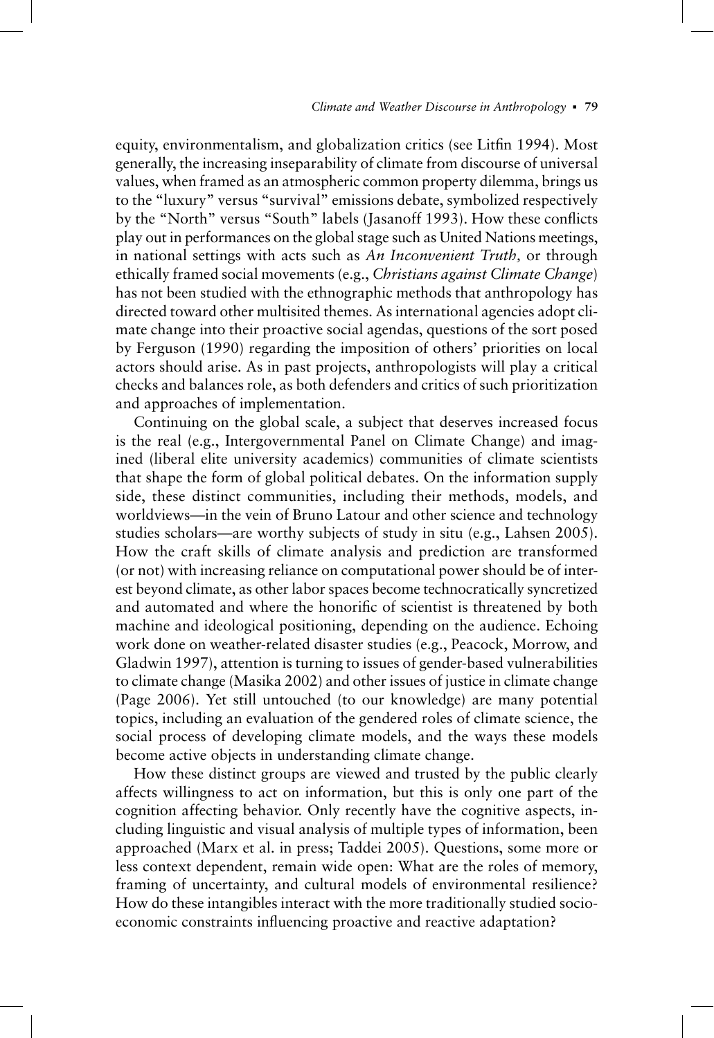equity, environmentalism, and globalization critics (see Litfin 1994). Most generally, the increasing inseparability of climate from discourse of universal values, when framed as an atmospheric common property dilemma, brings us to the "luxury" versus "survival" emissions debate, symbolized respectively by the "North" versus "South" labels (Jasanoff 1993). How these conflicts play out in performances on the global stage such as United Nations meetings, in national settings with acts such as *An Inconvenient Truth,* or through ethically framed social movements (e.g., *Christians against Climate Change*) has not been studied with the ethnographic methods that anthropology has directed toward other multisited themes. As international agencies adopt climate change into their proactive social agendas, questions of the sort posed by Ferguson (1990) regarding the imposition of others' priorities on local actors should arise. As in past projects, anthropologists will play a critical checks and balances role, as both defenders and critics of such prioritization and approaches of implementation.

Continuing on the global scale, a subject that deserves increased focus is the real (e.g., Intergovernmental Panel on Climate Change) and imagined (liberal elite university academics) communities of climate scientists that shape the form of global political debates. On the information supply side, these distinct communities, including their methods, models, and worldviews—in the vein of Bruno Latour and other science and technology studies scholars—are worthy subjects of study in situ (e.g., Lahsen 2005). How the craft skills of climate analysis and prediction are transformed (or not) with increasing reliance on computational power should be of interest beyond climate, as other labor spaces become technocratically syncretized and automated and where the honorific of scientist is threatened by both machine and ideological positioning, depending on the audience. Echoing work done on weather-related disaster studies (e.g., Peacock, Morrow, and Gladwin 1997), attention is turning to issues of gender-based vulnerabilities to climate change (Masika 2002) and other issues of justice in climate change (Page 2006). Yet still untouched (to our knowledge) are many potential topics, including an evaluation of the gendered roles of climate science, the social process of developing climate models, and the ways these models become active objects in understanding climate change.

How these distinct groups are viewed and trusted by the public clearly affects willingness to act on information, but this is only one part of the cognition affecting behavior. Only recently have the cognitive aspects, including linguistic and visual analysis of multiple types of information, been approached (Marx et al. in press; Taddei 2005). Questions, some more or less context dependent, remain wide open: What are the roles of memory, framing of uncertainty, and cultural models of environmental resilience? How do these intangibles interact with the more traditionally studied socioeconomic constraints influencing proactive and reactive adaptation?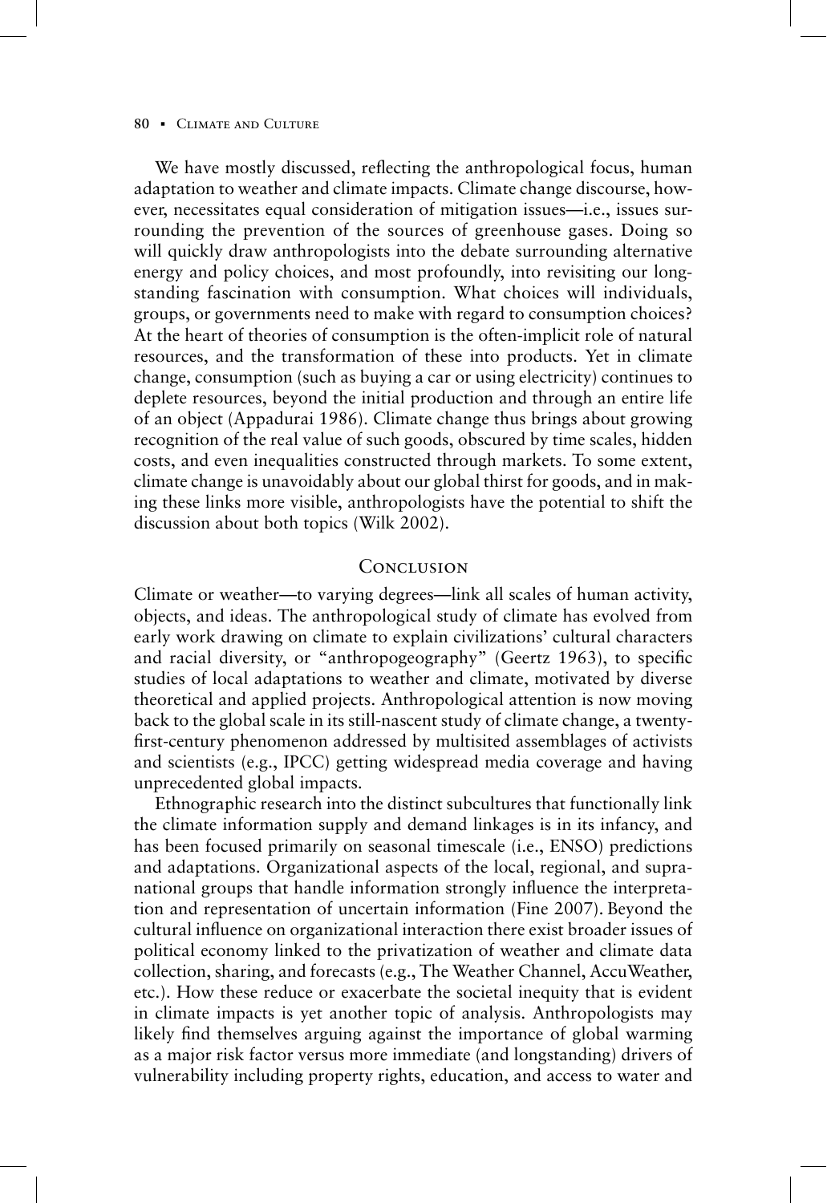We have mostly discussed, reflecting the anthropological focus, human adaptation to weather and climate impacts. Climate change discourse, however, necessitates equal consideration of mitigation issues—i.e., issues surrounding the prevention of the sources of greenhouse gases. Doing so will quickly draw anthropologists into the debate surrounding alternative energy and policy choices, and most profoundly, into revisiting our longstanding fascination with consumption. What choices will individuals, groups, or governments need to make with regard to consumption choices? At the heart of theories of consumption is the often-implicit role of natural resources, and the transformation of these into products. Yet in climate change, consumption (such as buying a car or using electricity) continues to deplete resources, beyond the initial production and through an entire life of an object (Appadurai 1986). Climate change thus brings about growing recognition of the real value of such goods, obscured by time scales, hidden costs, and even inequalities constructed through markets. To some extent, climate change is unavoidably about our global thirst for goods, and in making these links more visible, anthropologists have the potential to shift the discussion about both topics (Wilk 2002).

## Conclusion

Climate or weather—to varying degrees—link all scales of human activity, objects, and ideas. The anthropological study of climate has evolved from early work drawing on climate to explain civilizations' cultural characters and racial diversity, or "anthropogeography" (Geertz 1963), to specific studies of local adaptations to weather and climate, motivated by diverse theoretical and applied projects. Anthropological attention is now moving back to the global scale in its still-nascent study of climate change, a twenty-first-century phenomenon addressed by multisited assemblages of activists and scientists (e.g., IPCC) getting widespread media coverage and having unprecedented global impacts.

Ethnographic research into the distinct subcultures that functionally link the climate information supply and demand linkages is in its infancy, and has been focused primarily on seasonal timescale (i.e., ENSO) predictions and adaptations. Organizational aspects of the local, regional, and supranational groups that handle information strongly influence the interpretation and representation of uncertain information (Fine 2007). Beyond the cultural influence on organizational interaction there exist broader issues of political economy linked to the privatization of weather and climate data collection, sharing, and forecasts (e.g., The Weather Channel, AccuWeather, etc.). How these reduce or exacerbate the societal inequity that is evident in climate impacts is yet another topic of analysis. Anthropologists may likely find themselves arguing against the importance of global warming as a major risk factor versus more immediate (and longstanding) drivers of vulnerability including property rights, education, and access to water and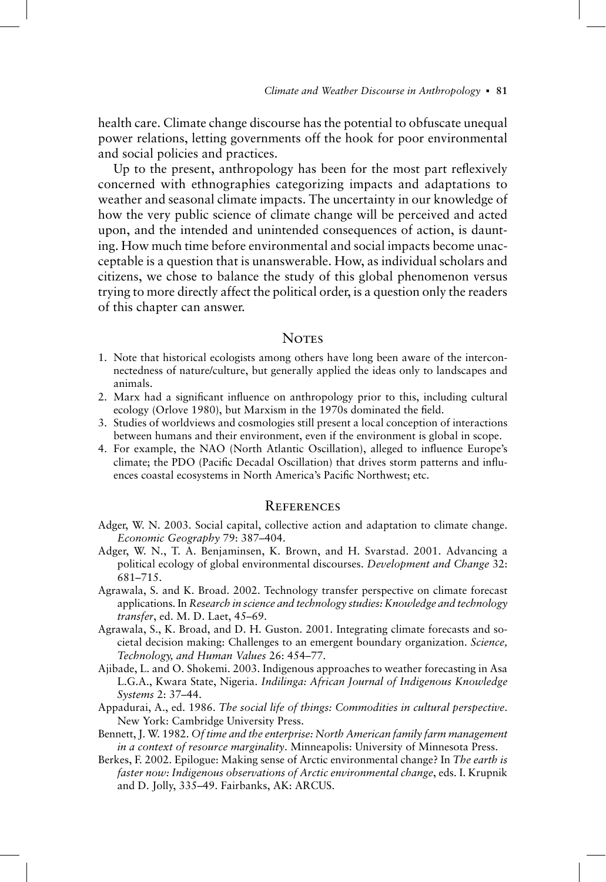health care. Climate change discourse has the potential to obfuscate unequal power relations, letting governments off the hook for poor environmental and social policies and practices.

Up to the present, anthropology has been for the most part reflexively concerned with ethnographies categorizing impacts and adaptations to weather and seasonal climate impacts. The uncertainty in our knowledge of how the very public science of climate change will be perceived and acted upon, and the intended and unintended consequences of action, is daunting. How much time before environmental and social impacts become unacceptable is a question that is unanswerable. How, as individual scholars and citizens, we chose to balance the study of this global phenomenon versus trying to more directly affect the political order, is a question only the readers of this chapter can answer.

## Notes

1. Note that historical ecologists among others have long been aware of the interconnectedness of nature/culture, but generally applied the ideas only to landscapes and animals.
2. Marx had a significant influence on anthropology prior to this, including cultural ecology (Orlove 1980), but Marxism in the 1970s dominated the field.
3. Studies of worldviews and cosmologies still present a local conception of interactions between humans and their environment, even if the environment is global in scope.
4. For example, the NAO (North Atlantic Oscillation), alleged to influence Europe's climate; the PDO (Pacific Decadal Oscillation) that drives storm patterns and influences coastal ecosystems in North America's Pacific Northwest; etc.

## References

Adger, W. N. 2003. Social capital, collective action and adaptation to climate change. *Economic Geography* 79: 387–404.

Adger, W. N., T. A. Benjaminsen, K. Brown, and H. Svarstad. 2001. Advancing a political ecology of global environmental discourses. *Development and Change* 32: 681–715.

Agrawala, S. and K. Broad. 2002. Technology transfer perspective on climate forecast applications. In *Research in science and technology studies: Knowledge and technology transfer*, ed. M. D. Laet, 45–69.

Agrawala, S., K. Broad, and D. H. Guston. 2001. Integrating climate forecasts and societal decision making: Challenges to an emergent boundary organization. *Science, Technology, and Human Values* 26: 454–77.

Ajibade, L. and O. Shokemi. 2003. Indigenous approaches to weather forecasting in Asa L.G.A., Kwara State, Nigeria. *Indilinga: African Journal of Indigenous Knowledge Systems* 2: 37–44.

Appadurai, A., ed. 1986. *The social life of things: Commodities in cultural perspective*. New York: Cambridge University Press.

Bennett, J. W. 1982. *Of time and the enterprise: North American family farm management in a context of resource marginality*. Minneapolis: University of Minnesota Press.

Berkes, F. 2002. Epilogue: Making sense of Arctic environmental change? In *The earth is faster now: Indigenous observations of Arctic environmental change*, eds. I. Krupnik and D. Jolly, 335–49. Fairbanks, AK: ARCUS.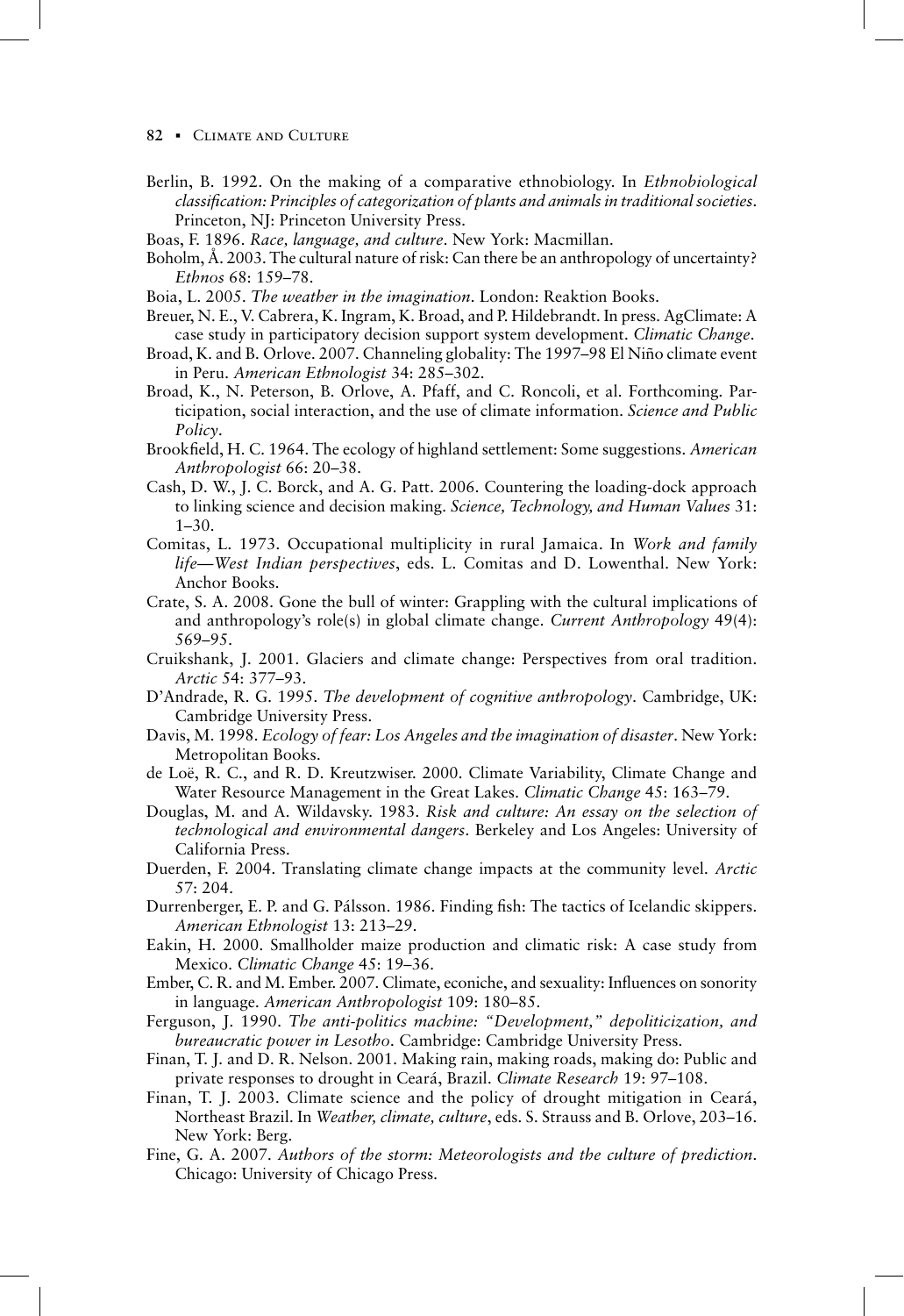Berlin, B. 1992. On the making of a comparative ethnobiology. In *Ethnobiological classification: Principles of categorization of plants and animals in traditional societies*. Princeton, NJ: Princeton University Press.

Boas, F. 1896. *Race, language, and culture*. New York: Macmillan.

Boholm, Å. 2003. The cultural nature of risk: Can there be an anthropology of uncertainty? *Ethnos* 68: 159–78.

Boia, L. 2005. *The weather in the imagination*. London: Reaktion Books.

Breuer, N. E., V. Cabrera, K. Ingram, K. Broad, and P. Hildebrandt. In press. AgClimate: A case study in participatory decision support system development. *Climatic Change*.

Broad, K. and B. Orlove. 2007. Channeling globality: The 1997–98 El Niño climate event in Peru. *American Ethnologist* 34: 285–302.

Broad, K., N. Peterson, B. Orlove, A. Pfaff, and C. Roncoli, et al. Forthcoming. Participation, social interaction, and the use of climate information. *Science and Public Policy*.

Brookfield, H. C. 1964. The ecology of highland settlement: Some suggestions. *American Anthropologist* 66: 20–38.

Cash, D. W., J. C. Borck, and A. G. Patt. 2006. Countering the loading-dock approach to linking science and decision making. *Science, Technology, and Human Values* 31: 1–30.

Comitas, L. 1973. Occupational multiplicity in rural Jamaica. In *Work and family life—West Indian perspectives*, eds. L. Comitas and D. Lowenthal. New York: Anchor Books.

Crate, S. A. 2008. Gone the bull of winter: Grappling with the cultural implications of and anthropology's role(s) in global climate change. *Current Anthropology* 49(4): 569–95.

Cruikshank, J. 2001. Glaciers and climate change: Perspectives from oral tradition. *Arctic* 54: 377–93.

D'Andrade, R. G. 1995. *The development of cognitive anthropology*. Cambridge, UK: Cambridge University Press.

Davis, M. 1998. *Ecology of fear: Los Angeles and the imagination of disaster*. New York: Metropolitan Books.

de Loë, R. C., and R. D. Kreutzwiser. 2000. Climate Variability, Climate Change and Water Resource Management in the Great Lakes. *Climatic Change* 45: 163–79.

Douglas, M. and A. Wildavsky. 1983. *Risk and culture: An essay on the selection of technological and environmental dangers*. Berkeley and Los Angeles: University of California Press.

Duerden, F. 2004. Translating climate change impacts at the community level. *Arctic* 57: 204.

Durrenberger, E. P. and G. Pálsson. 1986. Finding fish: The tactics of Icelandic skippers. *American Ethnologist* 13: 213–29.

Eakin, H. 2000. Smallholder maize production and climatic risk: A case study from Mexico. *Climatic Change* 45: 19–36.

Ember, C. R. and M. Ember. 2007. Climate, econiche, and sexuality: Influences on sonority in language. *American Anthropologist* 109: 180–85.

Ferguson, J. 1990. *The anti-politics machine: "Development," depoliticization, and bureaucratic power in Lesotho*. Cambridge: Cambridge University Press.

Finan, T. J. and D. R. Nelson. 2001. Making rain, making roads, making do: Public and private responses to drought in Ceará, Brazil. *Climate Research* 19: 97–108.

Finan, T. J. 2003. Climate science and the policy of drought mitigation in Ceará, Northeast Brazil. In *Weather, climate, culture*, eds. S. Strauss and B. Orlove, 203–16. New York: Berg.

Fine, G. A. 2007. *Authors of the storm: Meteorologists and the culture of prediction*. Chicago: University of Chicago Press.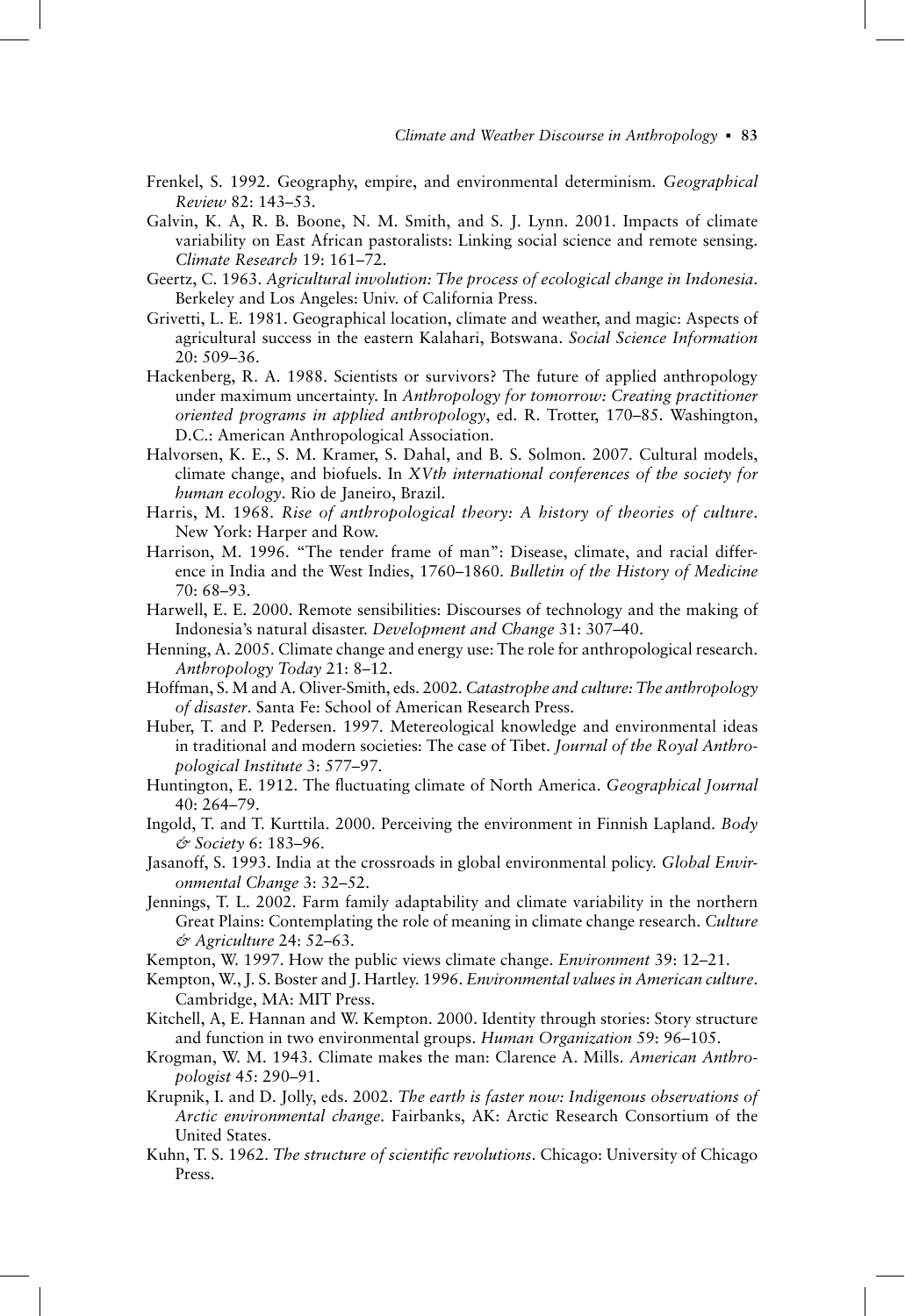Frenkel, S. 1992. Geography, empire, and environmental determinism. *Geographical Review* 82: 143–53.

Galvin, K. A, R. B. Boone, N. M. Smith, and S. J. Lynn. 2001. Impacts of climate variability on East African pastoralists: Linking social science and remote sensing. *Climate Research* 19: 161–72.

Geertz, C. 1963. *Agricultural involution: The process of ecological change in Indonesia*. Berkeley and Los Angeles: Univ. of California Press.

Grivetti, L. E. 1981. Geographical location, climate and weather, and magic: Aspects of agricultural success in the eastern Kalahari, Botswana. *Social Science Information* 20: 509–36.

Hackenberg, R. A. 1988. Scientists or survivors? The future of applied anthropology under maximum uncertainty. In *Anthropology for tomorrow: Creating practitioner oriented programs in applied anthropology*, ed. R. Trotter, 170–85. Washington, D.C.: American Anthropological Association.

Halvorsen, K. E., S. M. Kramer, S. Dahal, and B. S. Solmon. 2007. Cultural models, climate change, and biofuels. In *XVth international conferences of the society for human ecology*. Rio de Janeiro, Brazil.

Harris, M. 1968. *Rise of anthropological theory: A history of theories of culture*. New York: Harper and Row.

Harrison, M. 1996. "The tender frame of man": Disease, climate, and racial difference in India and the West Indies, 1760–1860. *Bulletin of the History of Medicine* 70: 68–93.

Harwell, E. E. 2000. Remote sensibilities: Discourses of technology and the making of Indonesia's natural disaster. *Development and Change* 31: 307–40.

Henning, A. 2005. Climate change and energy use: The role for anthropological research. *Anthropology Today* 21: 8–12.

Hoffman, S. M and A. Oliver-Smith, eds. 2002. *Catastrophe and culture: The anthropology of disaster*. Santa Fe: School of American Research Press.

Huber, T. and P. Pedersen. 1997. Metereological knowledge and environmental ideas in traditional and modern societies: The case of Tibet. *Journal of the Royal Anthropological Institute* 3: 577–97.

Huntington, E. 1912. The fluctuating climate of North America. *Geographical Journal* 40: 264–79.

Ingold, T. and T. Kurttila. 2000. Perceiving the environment in Finnish Lapland. *Body & Society* 6: 183–96.

Jasanoff, S. 1993. India at the crossroads in global environmental policy. *Global Environmental Change* 3: 32–52.

Jennings, T. L. 2002. Farm family adaptability and climate variability in the northern Great Plains: Contemplating the role of meaning in climate change research. *Culture & Agriculture* 24: 52–63.

Kempton, W. 1997. How the public views climate change. *Environment* 39: 12–21.

Kempton, W., J. S. Boster and J. Hartley. 1996. *Environmental values in American culture*. Cambridge, MA: MIT Press.

Kitchell, A, E. Hannan and W. Kempton. 2000. Identity through stories: Story structure and function in two environmental groups. *Human Organization* 59: 96–105.

Krogman, W. M. 1943. Climate makes the man: Clarence A. Mills. *American Anthropologist* 45: 290–91.

Krupnik, I. and D. Jolly, eds. 2002. *The earth is faster now: Indigenous observations of Arctic environmental change*. Fairbanks, AK: Arctic Research Consortium of the United States.

Kuhn, T. S. 1962. *The structure of scientific revolutions*. Chicago: University of Chicago Press.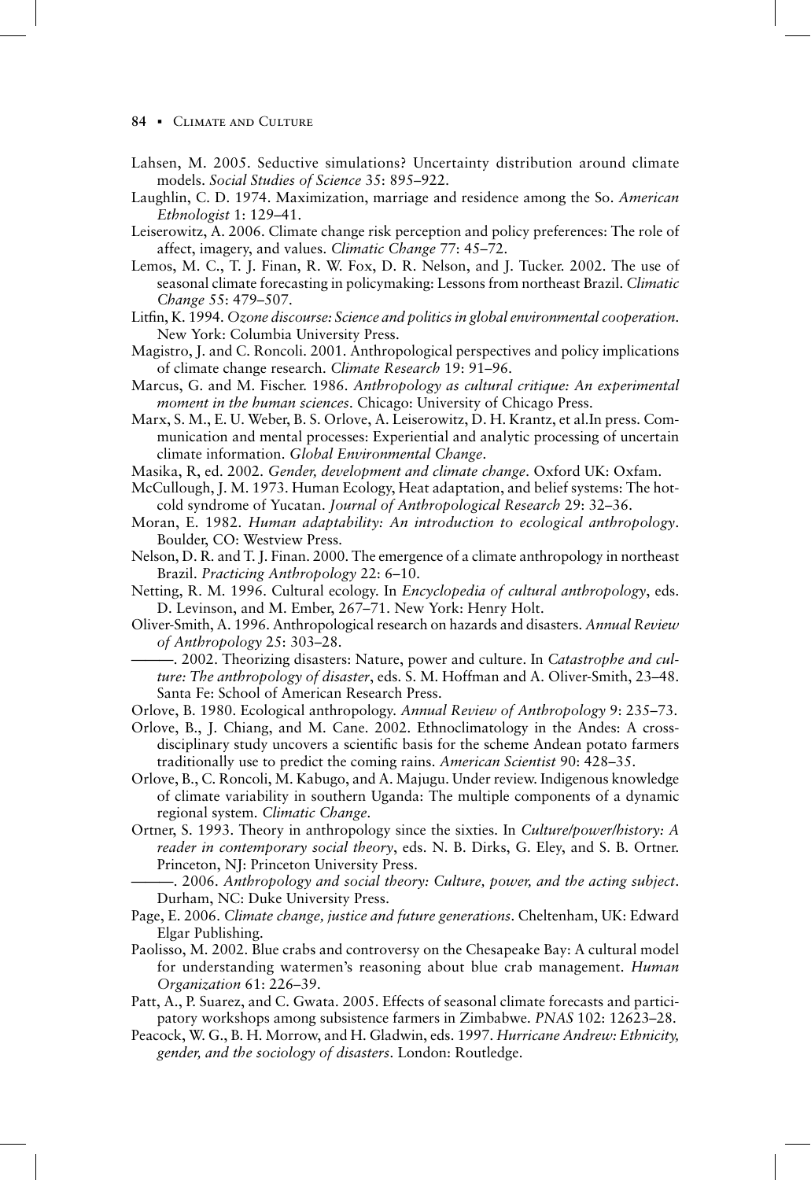Lahsen, M. 2005. Seductive simulations? Uncertainty distribution around climate models. *Social Studies of Science* 35: 895–922.

Laughlin, C. D. 1974. Maximization, marriage and residence among the So. *American Ethnologist* 1: 129–41.

Leiserowitz, A. 2006. Climate change risk perception and policy preferences: The role of affect, imagery, and values. *Climatic Change* 77: 45–72.

Lemos, M. C., T. J. Finan, R. W. Fox, D. R. Nelson, and J. Tucker. 2002. The use of seasonal climate forecasting in policymaking: Lessons from northeast Brazil. *Climatic Change* 55: 479–507.

Litfin, K. 1994. *Ozone discourse: Science and politics in global environmental cooperation*. New York: Columbia University Press.

Magistro, J. and C. Roncoli. 2001. Anthropological perspectives and policy implications of climate change research. *Climate Research* 19: 91–96.

Marcus, G. and M. Fischer. 1986. *Anthropology as cultural critique: An experimental moment in the human sciences*. Chicago: University of Chicago Press.

Marx, S. M., E. U. Weber, B. S. Orlove, A. Leiserowitz, D. H. Krantz, et al.In press. Communication and mental processes: Experiential and analytic processing of uncertain climate information. *Global Environmental Change*.

Masika, R, ed. 2002. *Gender, development and climate change*. Oxford UK: Oxfam.

McCullough, J. M. 1973. Human Ecology, Heat adaptation, and belief systems: The hot-cold syndrome of Yucatan. *Journal of Anthropological Research* 29: 32–36.

Moran, E. 1982. *Human adaptability: An introduction to ecological anthropology*. Boulder, CO: Westview Press.

Nelson, D. R. and T. J. Finan. 2000. The emergence of a climate anthropology in northeast Brazil. *Practicing Anthropology* 22: 6–10.

Netting, R. M. 1996. Cultural ecology. In *Encyclopedia of cultural anthropology*, eds. D. Levinson, and M. Ember, 267–71. New York: Henry Holt.

Oliver-Smith, A. 1996. Anthropological research on hazards and disasters. *Annual Review of Anthropology* 25: 303–28.

———. 2002. Theorizing disasters: Nature, power and culture. In *Catastrophe and culture: The anthropology of disaster*, eds. S. M. Hoffman and A. Oliver-Smith, 23–48. Santa Fe: School of American Research Press.

Orlove, B. 1980. Ecological anthropology. *Annual Review of Anthropology* 9: 235–73.

Orlove, B., J. Chiang, and M. Cane. 2002. Ethnoclimatology in the Andes: A cross-disciplinary study uncovers a scientific basis for the scheme Andean potato farmers traditionally use to predict the coming rains. *American Scientist* 90: 428–35.

Orlove, B., C. Roncoli, M. Kabugo, and A. Majugu. Under review. Indigenous knowledge of climate variability in southern Uganda: The multiple components of a dynamic regional system. *Climatic Change*.

Ortner, S. 1993. Theory in anthropology since the sixties. In *Culture/power/history: A reader in contemporary social theory*, eds. N. B. Dirks, G. Eley, and S. B. Ortner. Princeton, NJ: Princeton University Press.

———. 2006. *Anthropology and social theory: Culture, power, and the acting subject*. Durham, NC: Duke University Press.

Page, E. 2006. *Climate change, justice and future generations*. Cheltenham, UK: Edward Elgar Publishing.

Paolisso, M. 2002. Blue crabs and controversy on the Chesapeake Bay: A cultural model for understanding watermen's reasoning about blue crab management. *Human Organization* 61: 226–39.

Patt, A., P. Suarez, and C. Gwata. 2005. Effects of seasonal climate forecasts and participatory workshops among subsistence farmers in Zimbabwe. *PNAS* 102: 12623–28.

Peacock, W. G., B. H. Morrow, and H. Gladwin, eds. 1997. *Hurricane Andrew: Ethnicity, gender, and the sociology of disasters*. London: Routledge.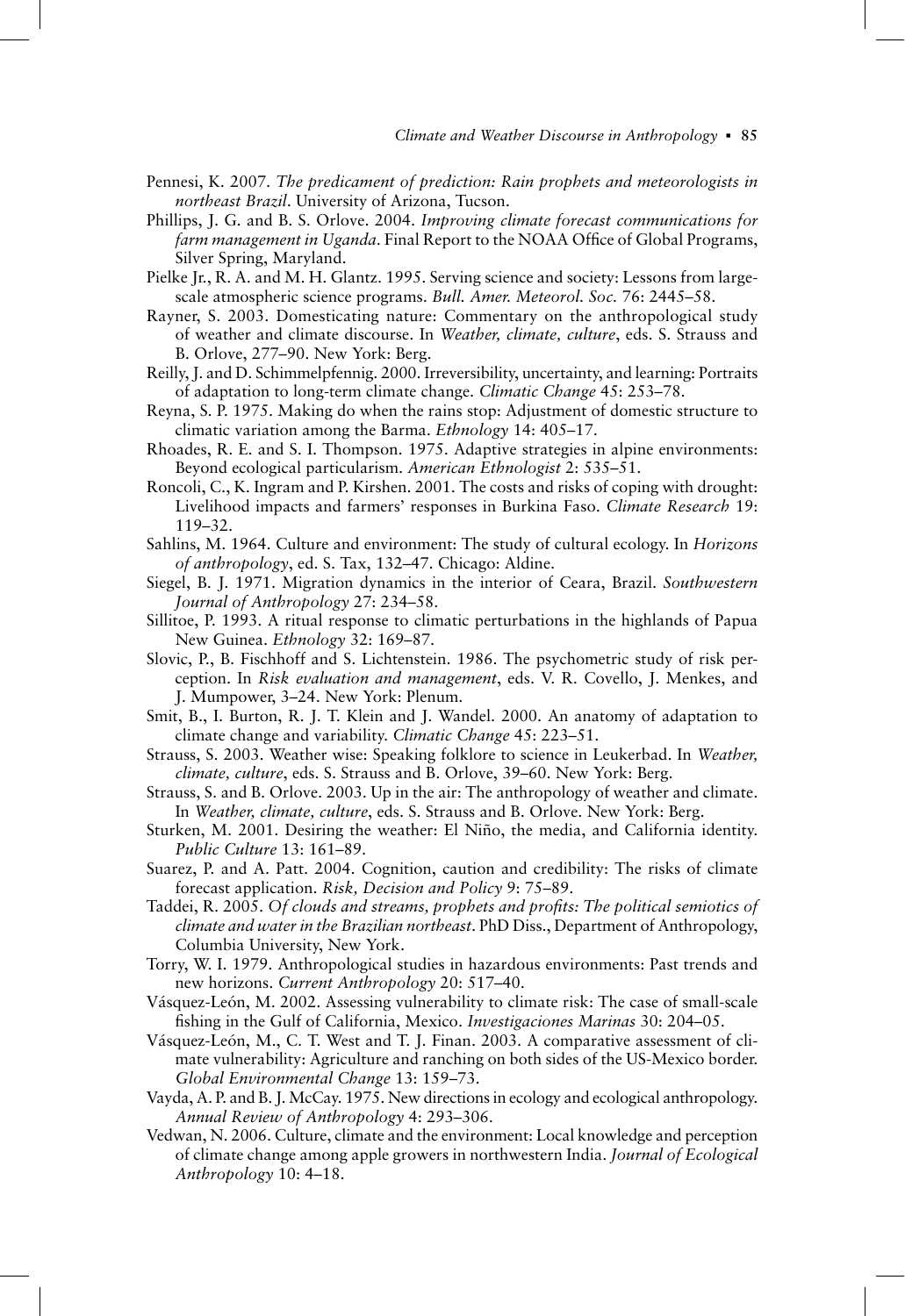Pennesi, K. 2007. *The predicament of prediction: Rain prophets and meteorologists in northeast Brazil*. University of Arizona, Tucson.

Phillips, J. G. and B. S. Orlove. 2004. *Improving climate forecast communications for farm management in Uganda*. Final Report to the NOAA Office of Global Programs, Silver Spring, Maryland.

Pielke Jr., R. A. and M. H. Glantz. 1995. Serving science and society: Lessons from large-scale atmospheric science programs. *Bull. Amer. Meteorol. Soc.* 76: 2445–58.

Rayner, S. 2003. Domesticating nature: Commentary on the anthropological study of weather and climate discourse. In *Weather, climate, culture*, eds. S. Strauss and B. Orlove, 277–90. New York: Berg.

Reilly, J. and D. Schimmelpfennig. 2000. Irreversibility, uncertainty, and learning: Portraits of adaptation to long-term climate change. *Climatic Change* 45: 253–78.

Reyna, S. P. 1975. Making do when the rains stop: Adjustment of domestic structure to climatic variation among the Barma. *Ethnology* 14: 405–17.

Rhoades, R. E. and S. I. Thompson. 1975. Adaptive strategies in alpine environments: Beyond ecological particularism. *American Ethnologist* 2: 535–51.

Roncoli, C., K. Ingram and P. Kirshen. 2001. The costs and risks of coping with drought: Livelihood impacts and farmers' responses in Burkina Faso. *Climate Research* 19: 119–32.

Sahlins, M. 1964. Culture and environment: The study of cultural ecology. In *Horizons of anthropology*, ed. S. Tax, 132–47. Chicago: Aldine.

Siegel, B. J. 1971. Migration dynamics in the interior of Ceara, Brazil. *Southwestern Journal of Anthropology* 27: 234–58.

Sillitoe, P. 1993. A ritual response to climatic perturbations in the highlands of Papua New Guinea. *Ethnology* 32: 169–87.

Slovic, P., B. Fischhoff and S. Lichtenstein. 1986. The psychometric study of risk perception. In *Risk evaluation and management*, eds. V. R. Covello, J. Menkes, and J. Mumpower, 3–24. New York: Plenum.

Smit, B., I. Burton, R. J. T. Klein and J. Wandel. 2000. An anatomy of adaptation to climate change and variability. *Climatic Change* 45: 223–51.

Strauss, S. 2003. Weather wise: Speaking folklore to science in Leukerbad. In *Weather, climate, culture*, eds. S. Strauss and B. Orlove, 39–60. New York: Berg.

Strauss, S. and B. Orlove. 2003. Up in the air: The anthropology of weather and climate. In *Weather, climate, culture*, eds. S. Strauss and B. Orlove. New York: Berg.

Sturken, M. 2001. Desiring the weather: El Niño, the media, and California identity. *Public Culture* 13: 161–89.

Suarez, P. and A. Patt. 2004. Cognition, caution and credibility: The risks of climate forecast application. *Risk, Decision and Policy* 9: 75–89.

Taddei, R. 2005. *Of clouds and streams, prophets and profits: The political semiotics of climate and water in the Brazilian northeast*. PhD Diss., Department of Anthropology, Columbia University, New York.

Torry, W. I. 1979. Anthropological studies in hazardous environments: Past trends and new horizons. *Current Anthropology* 20: 517–40.

Vásquez-León, M. 2002. Assessing vulnerability to climate risk: The case of small-scale fishing in the Gulf of California, Mexico. *Investigaciones Marinas* 30: 204–05.

Vásquez-León, M., C. T. West and T. J. Finan. 2003. A comparative assessment of climate vulnerability: Agriculture and ranching on both sides of the US-Mexico border. *Global Environmental Change* 13: 159–73.

Vayda, A. P. and B. J. McCay. 1975. New directions in ecology and ecological anthropology. *Annual Review of Anthropology* 4: 293–306.

Vedwan, N. 2006. Culture, climate and the environment: Local knowledge and perception of climate change among apple growers in northwestern India. *Journal of Ecological Anthropology* 10: 4–18.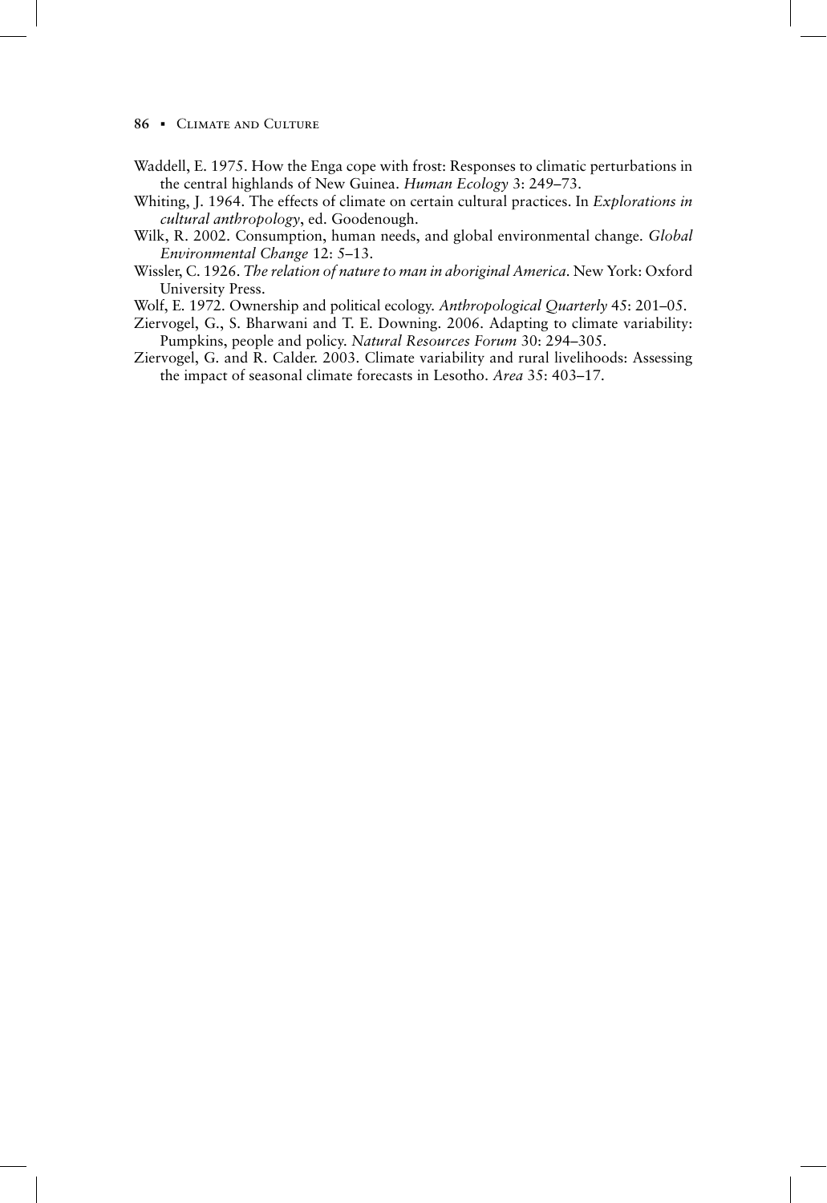Waddell, E. 1975. How the Enga cope with frost: Responses to climatic perturbations in the central highlands of New Guinea. *Human Ecology* 3: 249–73.

Whiting, J. 1964. The effects of climate on certain cultural practices. In *Explorations in cultural anthropology*, ed. Goodenough.

Wilk, R. 2002. Consumption, human needs, and global environmental change. *Global Environmental Change* 12: 5–13.

Wissler, C. 1926. *The relation of nature to man in aboriginal America*. New York: Oxford University Press.

Wolf, E. 1972. Ownership and political ecology. *Anthropological Quarterly* 45: 201–05.

Ziervogel, G., S. Bharwani and T. E. Downing. 2006. Adapting to climate variability: Pumpkins, people and policy. *Natural Resources Forum* 30: 294–305.

Ziervogel, G. and R. Calder. 2003. Climate variability and rural livelihoods: Assessing the impact of seasonal climate forecasts in Lesotho. *Area* 35: 403–17.